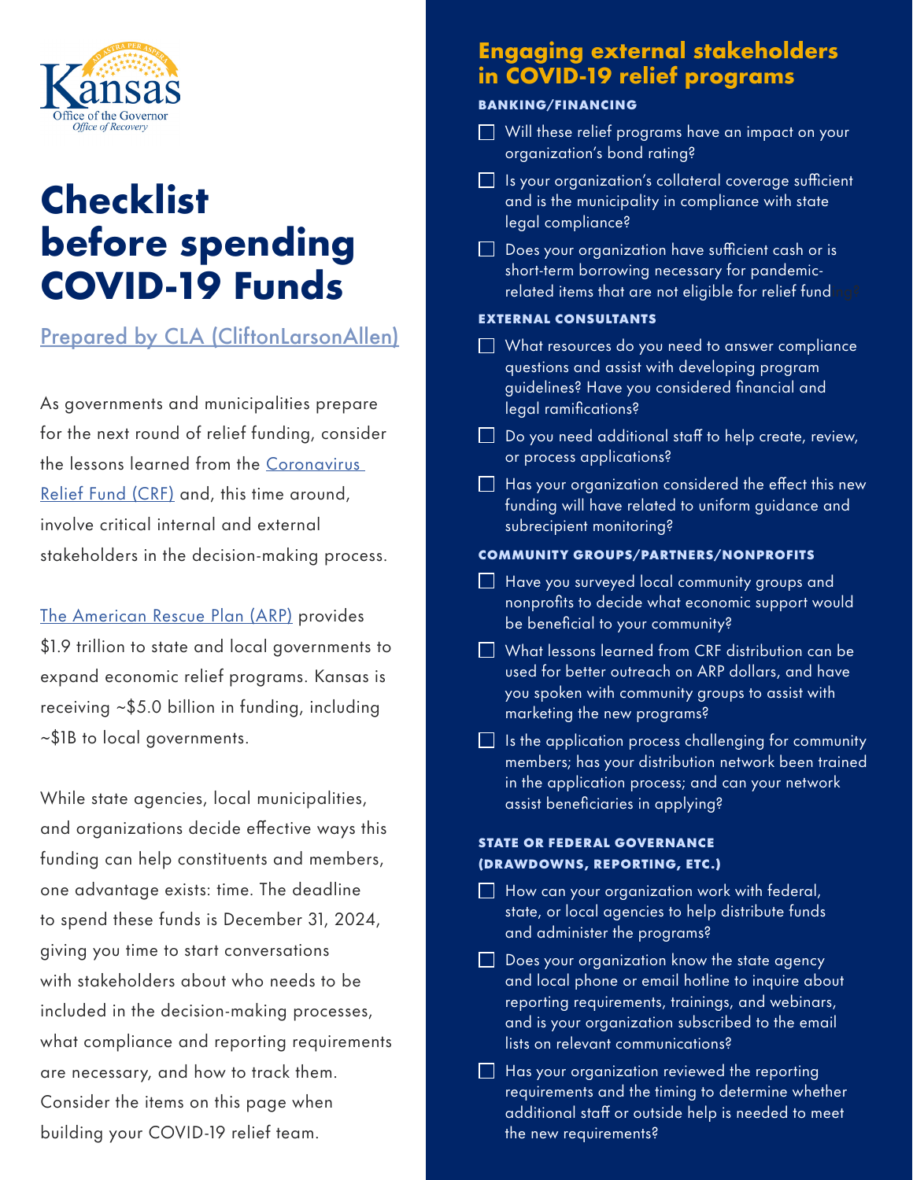Kansas
Office of the Governor
*Office of Recovery*

# Checklist before spending COVID-19 Funds

Prepared by CLA (CliftonLarsonAllen)

As governments and municipalities prepare for the next round of relief funding, consider the lessons learned from the Coronavirus Relief Fund (CRF) and, this time around, involve critical internal and external stakeholders in the decision-making process.

The American Rescue Plan (ARP) provides $1.9 trillion to state and local governments to expand economic relief programs. Kansas is receiving ~$5.0 billion in funding, including ~$1B to local governments.

While state agencies, local municipalities, and organizations decide effective ways this funding can help constituents and members, one advantage exists: time. The deadline to spend these funds is December 31, 2024, giving you time to start conversations with stakeholders about who needs to be included in the decision-making processes, what compliance and reporting requirements are necessary, and how to track them. Consider the items on this page when building your COVID-19 relief team.

## Engaging external stakeholders in COVID-19 relief programs

### BANKING/FINANCING

- [ ] Will these relief programs have an impact on your organization's bond rating?
- [ ] Is your organization's collateral coverage sufficient and is the municipality in compliance with state legal compliance?
- [ ] Does your organization have sufficient cash or is short-term borrowing necessary for pandemic-related items that are not eligible for relief funding?

### EXTERNAL CONSULTANTS

- [ ] What resources do you need to answer compliance questions and assist with developing program guidelines? Have you considered financial and legal ramifications?
- [ ] Do you need additional staff to help create, review, or process applications?
- [ ] Has your organization considered the effect this new funding will have related to uniform guidance and subrecipient monitoring?

### COMMUNITY GROUPS/PARTNERS/NONPROFITS

- [ ] Have you surveyed local community groups and nonprofits to decide what economic support would be beneficial to your community?
- [ ] What lessons learned from CRF distribution can be used for better outreach on ARP dollars, and have you spoken with community groups to assist with marketing the new programs?
- [ ] Is the application process challenging for community members; has your distribution network been trained in the application process; and can your network assist beneficiaries in applying?

### STATE OR FEDERAL GOVERNANCE (DRAWDOWNS, REPORTING, ETC.)

- [ ] How can your organization work with federal, state, or local agencies to help distribute funds and administer the programs?
- [ ] Does your organization know the state agency and local phone or email hotline to inquire about reporting requirements, trainings, and webinars, and is your organization subscribed to the email lists on relevant communications?
- [ ] Has your organization reviewed the reporting requirements and the timing to determine whether additional staff or outside help is needed to meet the new requirements?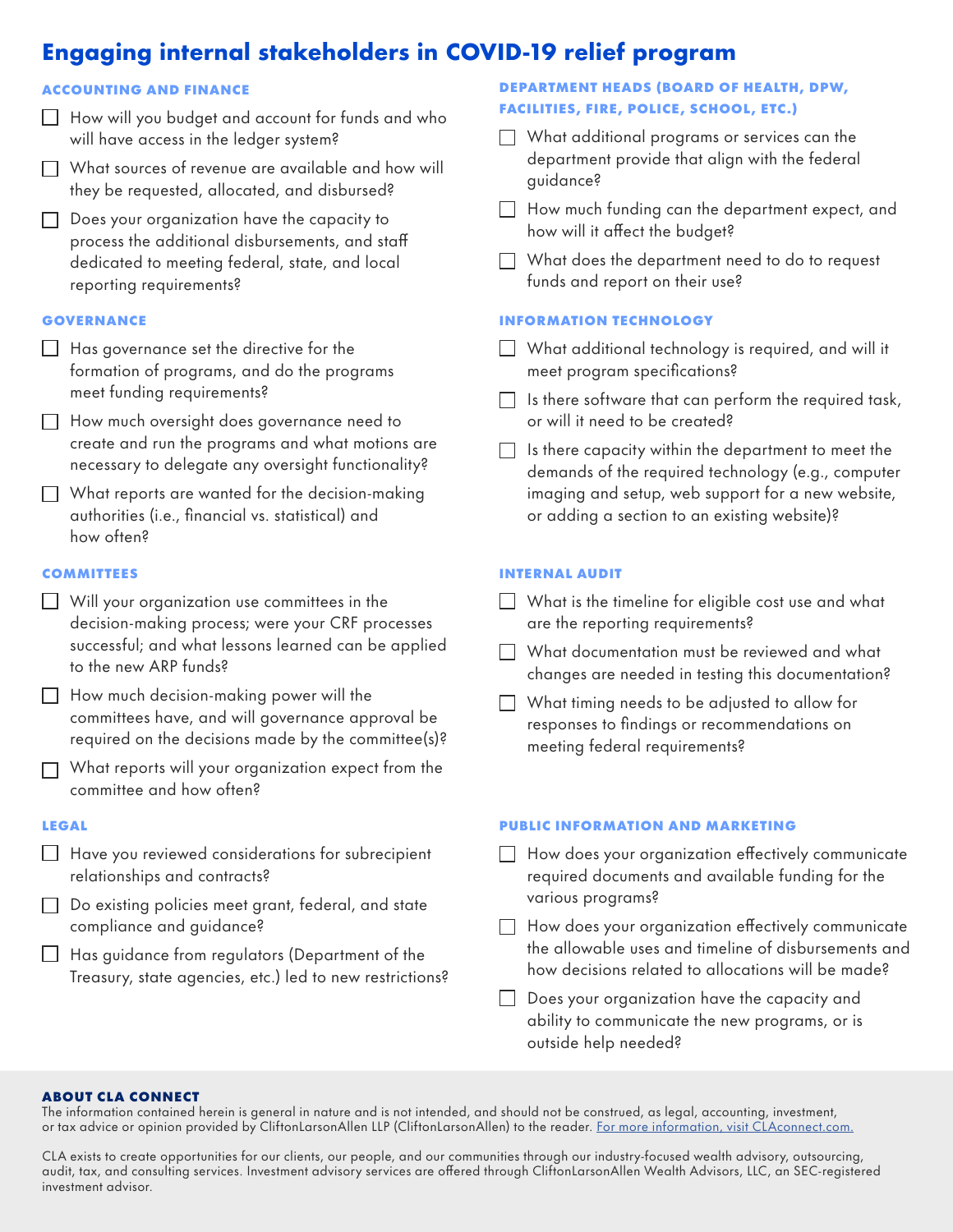# Engaging internal stakeholders in COVID-19 relief program

## ACCOUNTING AND FINANCE

- ☐ How will you budget and account for funds and who will have access in the ledger system?
- ☐ What sources of revenue are available and how will they be requested, allocated, and disbursed?
- ☐ Does your organization have the capacity to process the additional disbursements, and staff dedicated to meeting federal, state, and local reporting requirements?

## GOVERNANCE

- ☐ Has governance set the directive for the formation of programs, and do the programs meet funding requirements?
- ☐ How much oversight does governance need to create and run the programs and what motions are necessary to delegate any oversight functionality?
- ☐ What reports are wanted for the decision-making authorities (i.e., financial vs. statistical) and how often?

## COMMITTEES

- ☐ Will your organization use committees in the decision-making process; were your CRF processes successful; and what lessons learned can be applied to the new ARP funds?
- ☐ How much decision-making power will the committees have, and will governance approval be required on the decisions made by the committee(s)?
- ☐ What reports will your organization expect from the committee and how often?

## LEGAL

- ☐ Have you reviewed considerations for subrecipient relationships and contracts?
- ☐ Do existing policies meet grant, federal, and state compliance and guidance?
- ☐ Has guidance from regulators (Department of the Treasury, state agencies, etc.) led to new restrictions?

## DEPARTMENT HEADS (BOARD OF HEALTH, DPW, FACILITIES, FIRE, POLICE, SCHOOL, ETC.)

- ☐ What additional programs or services can the department provide that align with the federal guidance?
- ☐ How much funding can the department expect, and how will it affect the budget?
- ☐ What does the department need to do to request funds and report on their use?

## INFORMATION TECHNOLOGY

- ☐ What additional technology is required, and will it meet program specifications?
- ☐ Is there software that can perform the required task, or will it need to be created?
- ☐ Is there capacity within the department to meet the demands of the required technology (e.g., computer imaging and setup, web support for a new website, or adding a section to an existing website)?

## INTERNAL AUDIT

- ☐ What is the timeline for eligible cost use and what are the reporting requirements?
- ☐ What documentation must be reviewed and what changes are needed in testing this documentation?
- ☐ What timing needs to be adjusted to allow for responses to findings or recommendations on meeting federal requirements?

## PUBLIC INFORMATION AND MARKETING

- ☐ How does your organization effectively communicate required documents and available funding for the various programs?
- ☐ How does your organization effectively communicate the allowable uses and timeline of disbursements and how decisions related to allocations will be made?
- ☐ Does your organization have the capacity and ability to communicate the new programs, or is outside help needed?

### ABOUT CLA CONNECT

The information contained herein is general in nature and is not intended, and should not be construed, as legal, accounting, investment, or tax advice or opinion provided by CliftonLarsonAllen LLP (CliftonLarsonAllen) to the reader. For more information, visit CLAconnect.com.

CLA exists to create opportunities for our clients, our people, and our communities through our industry-focused wealth advisory, outsourcing, audit, tax, and consulting services. Investment advisory services are offered through CliftonLarsonAllen Wealth Advisors, LLC, an SEC-registered investment advisor.